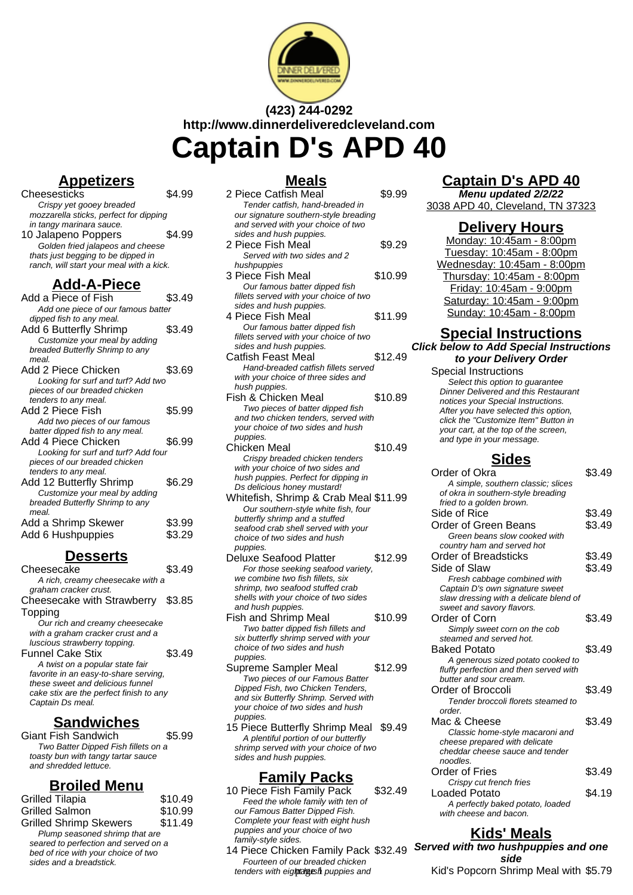(423) 244-0292
http://www.dinnerdeliveredcleveland.com

# Captain D's APD 40

## Appetizers

**Cheesesticks** $4.99
*Crispy yet gooey breaded mozzarella sticks, perfect for dipping in tangy marinara sauce.*

**10 Jalapeno Poppers** $4.99
*Golden fried jalapeos and cheese thats just begging to be dipped in ranch, will start your meal with a kick.*

## Add-A-Piece

**Add a Piece of Fish** $3.49
*Add one piece of our famous batter dipped fish to any meal.*

**Add 6 Butterfly Shrimp** $3.49
*Customize your meal by adding breaded Butterfly Shrimp to any meal.*

**Add 2 Piece Chicken** $3.69
*Looking for surf and turf? Add two pieces of our breaded chicken tenders to any meal.*

**Add 2 Piece Fish** $5.99
*Add two pieces of our famous batter dipped fish to any meal.*

**Add 4 Piece Chicken** $6.99
*Looking for surf and turf? Add four pieces of our breaded chicken tenders to any meal.*

**Add 12 Butterfly Shrimp** $6.29
*Customize your meal by adding breaded Butterfly Shrimp to any meal.*

**Add a Shrimp Skewer** $3.99

**Add 6 Hushpuppies** $3.29

## Desserts

**Cheesecake** $3.49
*A rich, creamy cheesecake with a graham cracker crust.*

**Cheesecake with Strawberry Topping** $3.85
*Our rich and creamy cheesecake with a graham cracker crust and a luscious strawberry topping.*

**Funnel Cake Stix** $3.49
*A twist on a popular state fair favorite in an easy-to-share serving, these sweet and delicious funnel cake stix are the perfect finish to any Captain Ds meal.*

## Sandwiches

**Giant Fish Sandwich** $5.99
*Two Batter Dipped Fish fillets on a toasty bun with tangy tartar sauce and shredded lettuce.*

## Broiled Menu

**Grilled Tilapia** $10.49

**Grilled Salmon** $10.99

**Grilled Shrimp Skewers** $11.49
*Plump seasoned shrimp that are seared to perfection and served on a bed of rice with your choice of two sides and a breadstick.*

## Meals

**2 Piece Catfish Meal** $9.99
*Tender catfish, hand-breaded in our signature southern-style breading and served with your choice of two sides and hush puppies.*

**2 Piece Fish Meal** $9.29
*Served with two sides and 2 hushpuppies*

**3 Piece Fish Meal** $10.99
*Our famous batter dipped fish fillets served with your choice of two sides and hush puppies.*

**4 Piece Fish Meal** $11.99
*Our famous batter dipped fish fillets served with your choice of two sides and hush puppies.*

**Catfish Feast Meal** $12.49
*Hand-breaded catfish fillets served with your choice of three sides and hush puppies.*

**Fish & Chicken Meal** $10.89
*Two pieces of batter dipped fish and two chicken tenders, served with your choice of two sides and hush puppies.*

**Chicken Meal** $10.49
*Crispy breaded chicken tenders with your choice of two sides and hush puppies. Perfect for dipping in Ds delicious honey mustard!*

**Whitefish, Shrimp & Crab Meal** $11.99
*Our southern-style white fish, four butterfly shrimp and a stuffed seafood crab shell served with your choice of two sides and hush puppies.*

**Deluxe Seafood Platter** $12.99
*For those seeking seafood variety, we combine two fish fillets, six shrimp, two seafood stuffed crab shells with your choice of two sides and hush puppies.*

**Fish and Shrimp Meal** $10.99
*Two batter dipped fish fillets and six butterfly shrimp served with your choice of two sides and hush puppies.*

**Supreme Sampler Meal** $12.99
*Two pieces of our Famous Batter Dipped Fish, two Chicken Tenders, and six Butterfly Shrimp. Served with your choice of two sides and hush puppies.*

**15 Piece Butterfly Shrimp Meal** $9.49
*A plentiful portion of our butterfly shrimp served with your choice of two sides and hush puppies.*

## Family Packs

**10 Piece Fish Family Pack** $32.49
*Feed the whole family with ten of our Famous Batter Dipped Fish. Complete your feast with eight hush puppies and your choice of two family-style sides.*

**14 Piece Chicken Family Pack** $32.49
*Fourteen of our breaded chicken tenders with eight hush puppies and*

## Captain D's APD 40

**Menu updated 2/2/22**

3038 APD 40, Cleveland, TN 37323

## Delivery Hours

Monday: 10:45am - 8:00pm
Tuesday: 10:45am - 8:00pm
Wednesday: 10:45am - 8:00pm
Thursday: 10:45am - 8:00pm
Friday: 10:45am - 9:00pm
Saturday: 10:45am - 9:00pm
Sunday: 10:45am - 8:00pm

## Special Instructions

**Click below to Add Special Instructions to your Delivery Order**

**Special Instructions**
*Select this option to guarantee Dinner Delivered and this Restaurant notices your Special Instructions. After you have selected this option, click the "Customize Item" Button in your cart, at the top of the screen, and type in your message.*

## Sides

**Order of Okra** $3.49
*A simple, southern classic; slices of okra in southern-style breading fried to a golden brown.*

**Side of Rice** $3.49

**Order of Green Beans** $3.49
*Green beans slow cooked with country ham and served hot*

**Order of Breadsticks** $3.49

**Side of Slaw** $3.49
*Fresh cabbage combined with Captain D's own signature sweet slaw dressing with a delicate blend of sweet and savory flavors.*

**Order of Corn** $3.49
*Simply sweet corn on the cob steamed and served hot.*

**Baked Potato** $3.49
*A generous sized potato cooked to fluffy perfection and then served with butter and sour cream.*

**Order of Broccoli** $3.49
*Tender broccoli florets steamed to order.*

**Mac & Cheese** $3.49
*Classic home-style macaroni and cheese prepared with delicate cheddar cheese sauce and tender noodles.*

**Order of Fries** $3.49
*Crispy cut french fries*

**Loaded Potato** $4.19
*A perfectly baked potato, loaded with cheese and bacon.*

## Kids' Meals

**Served with two hushpuppies and one side**

**Kid's Popcorn Shrimp Meal with** $5.79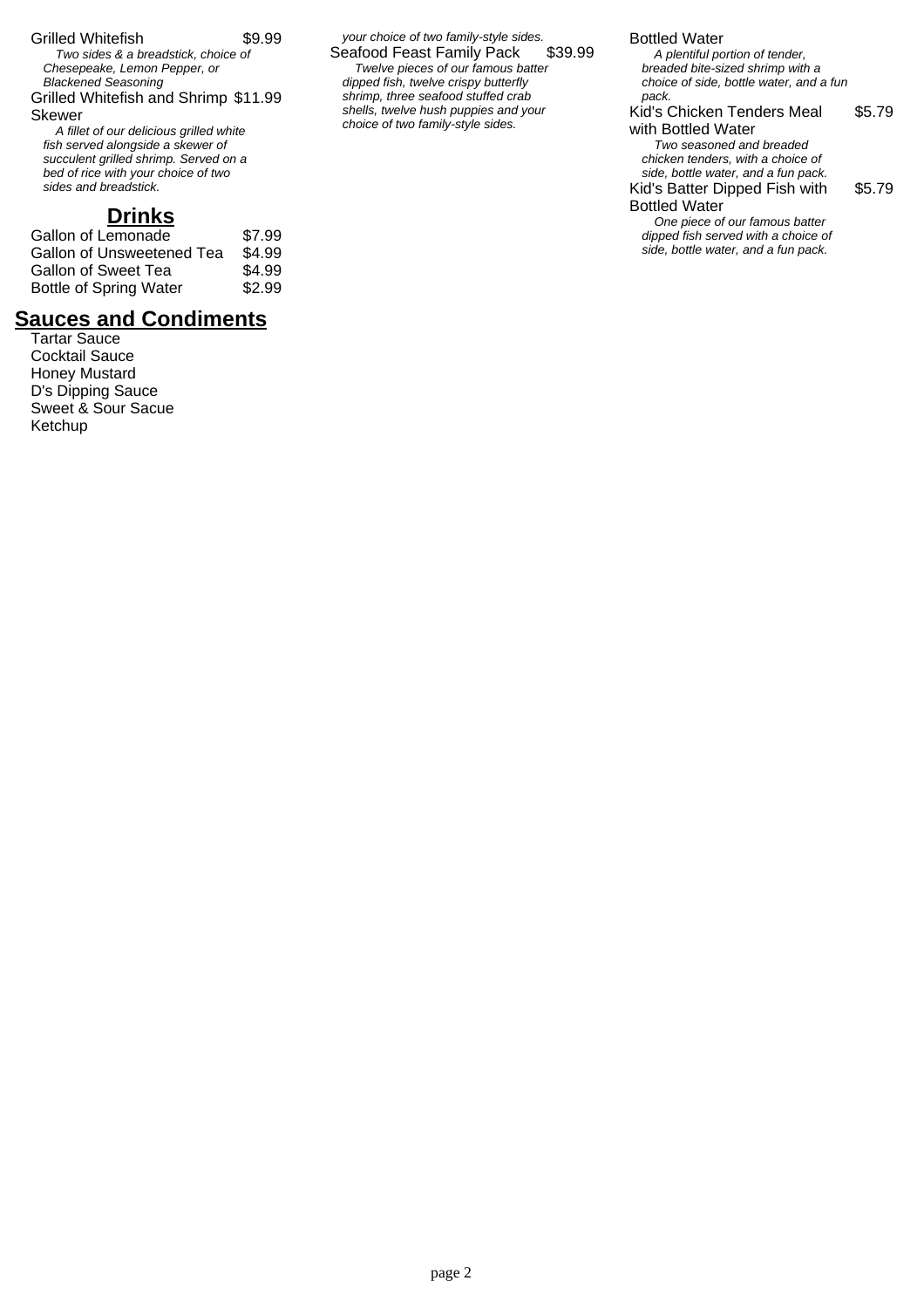Grilled Whitefish $9.99

*Two sides & a breadstick, choice of Chesepeake, Lemon Pepper, or Blackened Seasoning*

Grilled Whitefish and Shrimp Skewer $11.99

*A fillet of our delicious grilled white fish served alongside a skewer of succulent grilled shrimp. Served on a bed of rice with your choice of two sides and breadstick.*

## Drinks

| | |
|---|---|
| Gallon of Lemonade | $7.99 |
| Gallon of Unsweetened Tea | $4.99 |
| Gallon of Sweet Tea | $4.99 |
| Bottle of Spring Water | $2.99 |

## Sauces and Condiments

Tartar Sauce
Cocktail Sauce
Honey Mustard
D's Dipping Sauce
Sweet & Sour Sacue
Ketchup

*your choice of two family-style sides.*

Seafood Feast Family Pack $39.99

*Twelve pieces of our famous batter dipped fish, twelve crispy butterfly shrimp, three seafood stuffed crab shells, twelve hush puppies and your choice of two family-style sides.*

Bottled Water

*A plentiful portion of tender, breaded bite-sized shrimp with a choice of side, bottle water, and a fun pack.*

Kid's Chicken Tenders Meal with Bottled Water $5.79

*Two seasoned and breaded chicken tenders, with a choice of side, bottle water, and a fun pack.*

Kid's Batter Dipped Fish with Bottled Water $5.79

*One piece of our famous batter dipped fish served with a choice of side, bottle water, and a fun pack.*